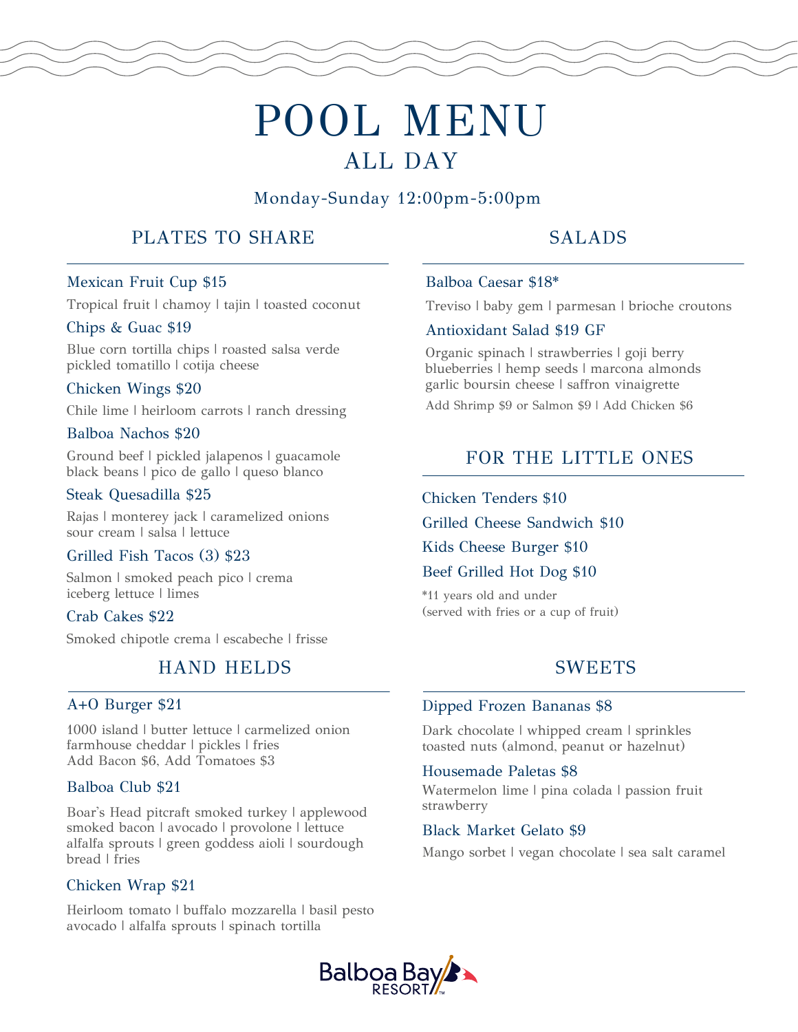# POOL MENU

## ALL DAY

Monday-Sunday 12:00pm-5:00pm

### PLATES TO SHARE

**Mexican Fruit Cup $15**

Tropical fruit | chamoy | tajin | toasted coconut

**Chips & Guac $19**

Blue corn tortilla chips | roasted salsa verde
pickled tomatillo | cotija cheese

**Chicken Wings $20**

Chile lime | heirloom carrots | ranch dressing

**Balboa Nachos $20**

Ground beef | pickled jalapenos | guacamole
black beans | pico de gallo | queso blanco

**Steak Quesadilla $25**

Rajas | monterey jack | caramelized onions
sour cream | salsa | lettuce

**Grilled Fish Tacos (3) $23**

Salmon | smoked peach pico | crema
iceberg lettuce | limes

**Crab Cakes $22**

Smoked chipotle crema | escabeche | frisse

### HAND HELDS

**A+O Burger $21**

1000 island | butter lettuce | carmelized onion
farmhouse cheddar | pickles | fries
Add Bacon $6, Add Tomatoes $3

**Balboa Club $21**

Boar's Head pitcraft smoked turkey | applewood
smoked bacon | avocado | provolone | lettuce
alfalfa sprouts | green goddess aioli | sourdough
bread | fries

**Chicken Wrap $21**

Heirloom tomato | buffalo mozzarella | basil pesto
avocado | alfalfa sprouts | spinach tortilla

### SALADS

**Balboa Caesar $18***

Treviso | baby gem | parmesan | brioche croutons

**Antioxidant Salad $19 GF**

Organic spinach | strawberries | goji berry
blueberries | hemp seeds | marcona almonds
garlic boursin cheese | saffron vinaigrette

Add Shrimp $9 or Salmon $9 | Add Chicken $6

### FOR THE LITTLE ONES

**Chicken Tenders $10**

**Grilled Cheese Sandwich $10**

**Kids Cheese Burger $10**

**Beef Grilled Hot Dog $10**

*11 years old and under
(served with fries or a cup of fruit)

### SWEETS

**Dipped Frozen Bananas $8**

Dark chocolate | whipped cream | sprinkles
toasted nuts (almond, peanut or hazelnut)

**Housemade Paletas $8**

Watermelon lime | pina colada | passion fruit
strawberry

**Black Market Gelato $9**

Mango sorbet | vegan chocolate | sea salt caramel

Balboa Bay RESORT™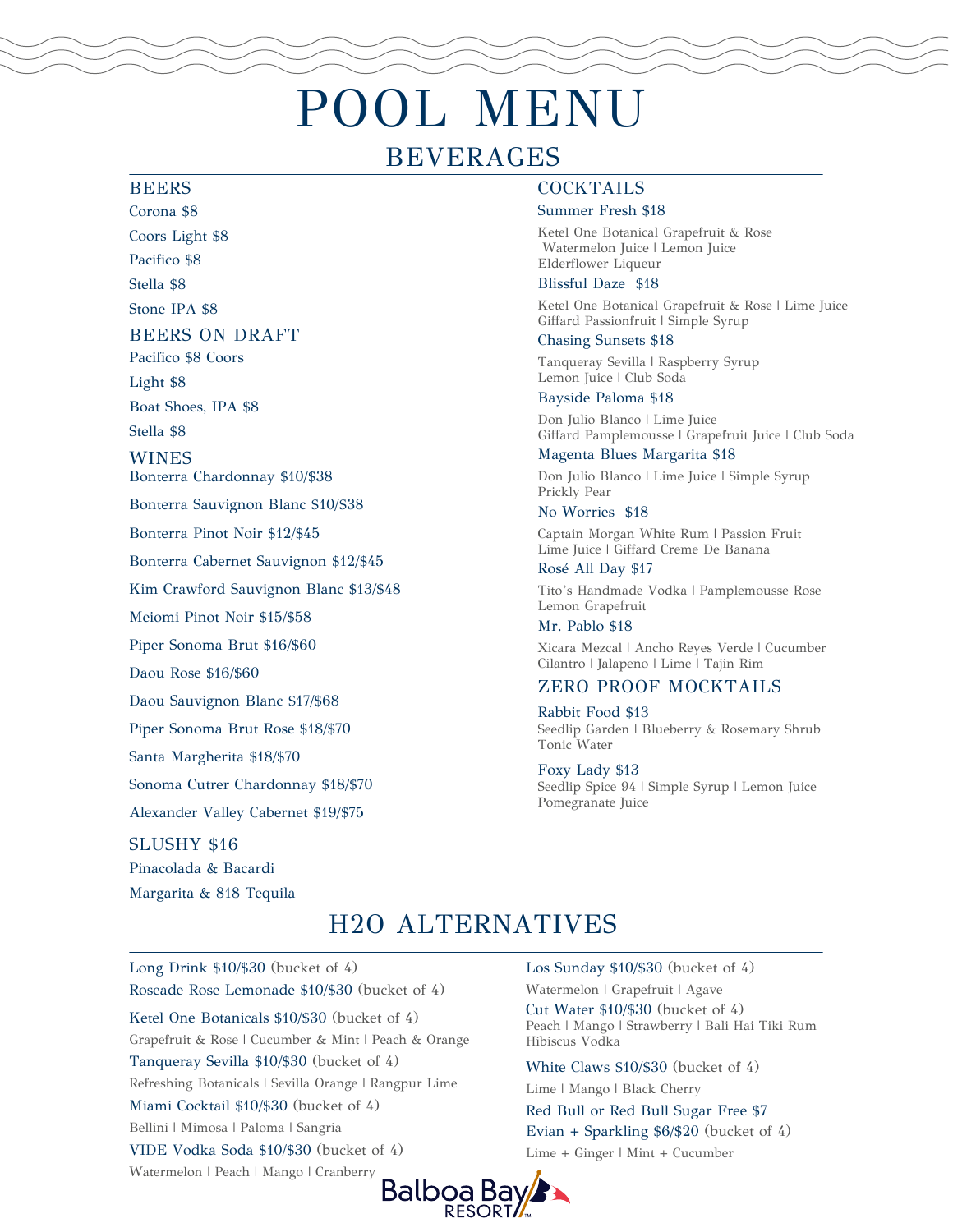# POOL MENU

## BEVERAGES

### BEERS

Corona $8

Coors Light $8

Pacifico $8

Stella $8

Stone IPA $8

### BEERS ON DRAFT

Pacifico $8 Coors

Light $8

Boat Shoes, IPA $8

Stella $8

### WINES

Bonterra Chardonnay $10/$38

Bonterra Sauvignon Blanc $10/$38

Bonterra Pinot Noir $12/$45

Bonterra Cabernet Sauvignon $12/$45

Kim Crawford Sauvignon Blanc $13/$48

Meiomi Pinot Noir $15/$58

Piper Sonoma Brut $16/$60

Daou Rose $16/$60

Daou Sauvignon Blanc $17/$68

Piper Sonoma Brut Rose $18/$70

Santa Margherita $18/$70

Sonoma Cutrer Chardonnay $18/$70

Alexander Valley Cabernet $19/$75

### SLUSHY $16

Pinacolada & Bacardi

Margarita & 818 Tequila

### COCKTAILS

Summer Fresh $18

Ketel One Botanical Grapefruit & Rose
Watermelon Juice | Lemon Juice
Elderflower Liqueur

Blissful Daze $18

Ketel One Botanical Grapefruit & Rose | Lime Juice
Giffard Passionfruit | Simple Syrup

Chasing Sunsets $18

Tanqueray Sevilla | Raspberry Syrup
Lemon Juice | Club Soda

Bayside Paloma $18

Don Julio Blanco | Lime Juice
Giffard Pamplemousse | Grapefruit Juice | Club Soda

Magenta Blues Margarita $18

Don Julio Blanco | Lime Juice | Simple Syrup
Prickly Pear

No Worries $18

Captain Morgan White Rum | Passion Fruit
Lime Juice | Giffard Creme De Banana

Rosé All Day $17

Tito's Handmade Vodka | Pamplemousse Rose
Lemon Grapefruit

Mr. Pablo $18

Xicara Mezcal | Ancho Reyes Verde | Cucumber
Cilantro | Jalapeno | Lime | Tajin Rim

### ZERO PROOF MOCKTAILS

Rabbit Food $13
Seedlip Garden | Blueberry & Rosemary Shrub
Tonic Water

Foxy Lady $13
Seedlip Spice 94 | Simple Syrup | Lemon Juice
Pomegranate Juice

## H2O ALTERNATIVES

Long Drink $10/$30 (bucket of 4)

Roseade Rose Lemonade $10/$30 (bucket of 4)

Ketel One Botanicals $10/$30 (bucket of 4)
Grapefruit & Rose | Cucumber & Mint | Peach & Orange

Tanqueray Sevilla $10/$30 (bucket of 4)
Refreshing Botanicals | Sevilla Orange | Rangpur Lime

Miami Cocktail $10/$30 (bucket of 4)
Bellini | Mimosa | Paloma | Sangria

VIDE Vodka Soda $10/$30 (bucket of 4)
Watermelon | Peach | Mango | Cranberry

Los Sunday $10/$30 (bucket of 4)
Watermelon | Grapefruit | Agave

Cut Water $10/$30 (bucket of 4)
Peach | Mango | Strawberry | Bali Hai Tiki Rum
Hibiscus Vodka

White Claws $10/$30 (bucket of 4)
Lime | Mango | Black Cherry

Red Bull or Red Bull Sugar Free $7

Evian + Sparkling $6/$20 (bucket of 4)
Lime + Ginger | Mint + Cucumber

Balboa Bay RESORT™